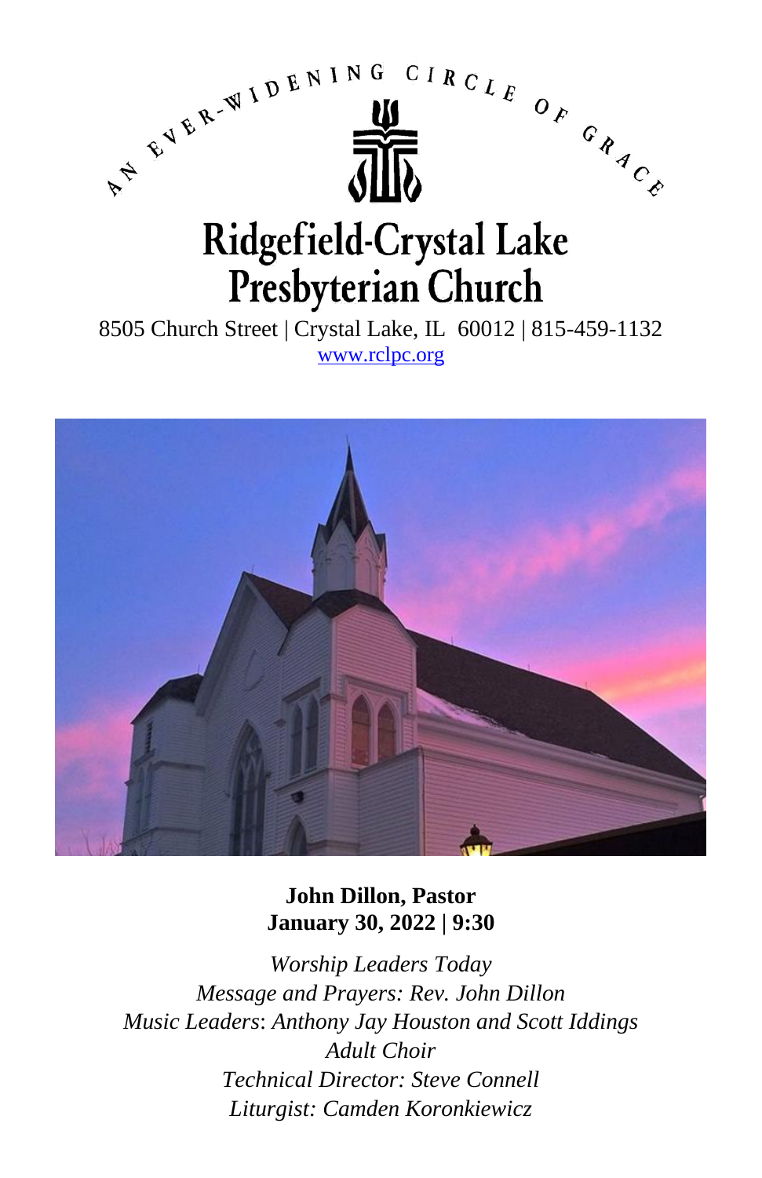AN EVER-WIDENING CIRCLE OF GRACE

# Ridgefield-Crystal Lake Presbyterian Church

8505 Church Street | Crystal Lake, IL 60012 | 815-459-1132

www.rclpc.org

**John Dillon, Pastor**
**January 30, 2022 | 9:30**

*Worship Leaders Today*
*Message and Prayers: Rev. John Dillon*
*Music Leaders: Anthony Jay Houston and Scott Iddings*
*Adult Choir*
*Technical Director: Steve Connell*
*Liturgist: Camden Koronkiewicz*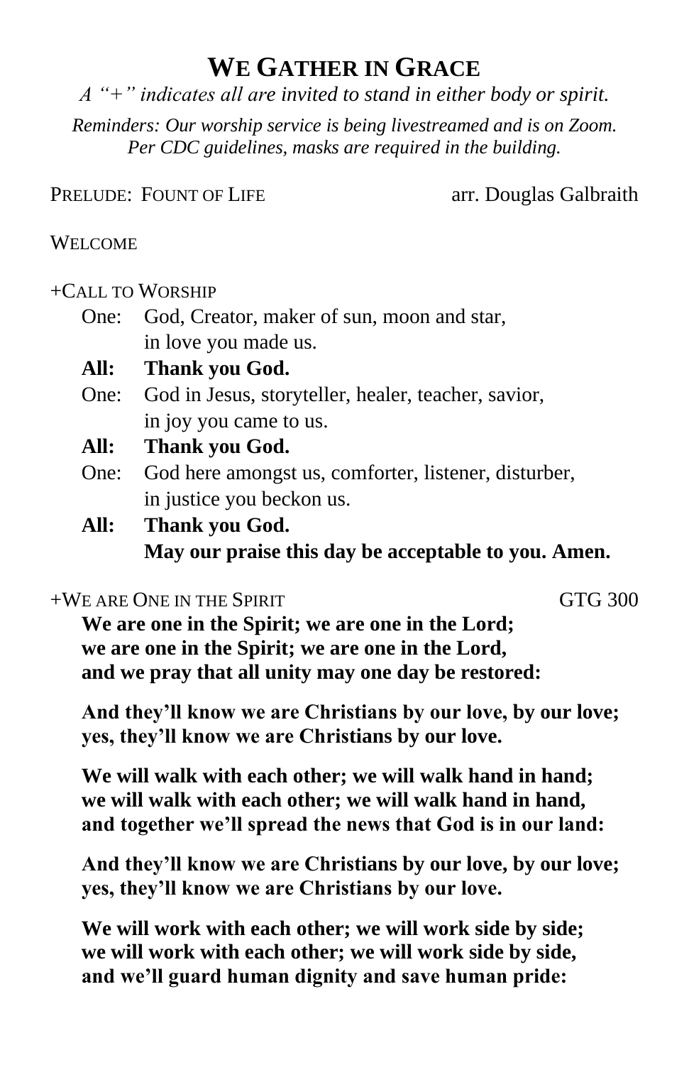# WE GATHER IN GRACE

*A "+" indicates all are invited to stand in either body or spirit.*

*Reminders: Our worship service is being livestreamed and is on Zoom. Per CDC guidelines, masks are required in the building.*

PRELUDE: FOUNT OF LIFE — arr. Douglas Galbraith

WELCOME

+CALL TO WORSHIP

One: God, Creator, maker of sun, moon and star,
in love you made us.

**All: Thank you God.**

One: God in Jesus, storyteller, healer, teacher, savior,
in joy you came to us.

**All: Thank you God.**

One: God here amongst us, comforter, listener, disturber,
in justice you beckon us.

**All: Thank you God.**
**May our praise this day be acceptable to you. Amen.**

+WE ARE ONE IN THE SPIRIT — GTG 300

**We are one in the Spirit; we are one in the Lord;**
**we are one in the Spirit; we are one in the Lord,**
**and we pray that all unity may one day be restored:**

**And they'll know we are Christians by our love, by our love;**
**yes, they'll know we are Christians by our love.**

**We will walk with each other; we will walk hand in hand;**
**we will walk with each other; we will walk hand in hand,**
**and together we'll spread the news that God is in our land:**

**And they'll know we are Christians by our love, by our love;**
**yes, they'll know we are Christians by our love.**

**We will work with each other; we will work side by side;**
**we will work with each other; we will work side by side,**
**and we'll guard human dignity and save human pride:**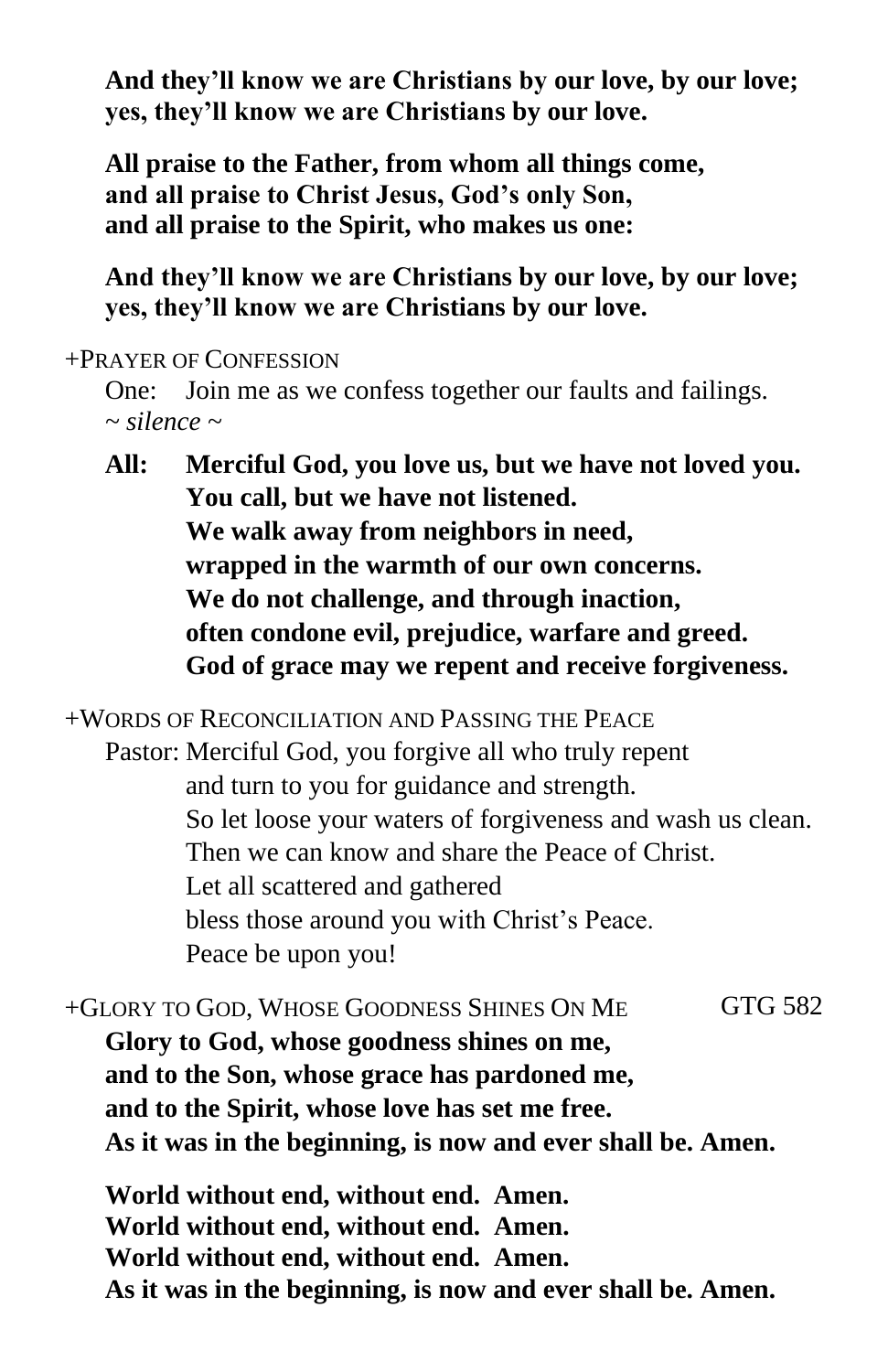**And they'll know we are Christians by our love, by our love;**
**yes, they'll know we are Christians by our love.**

**All praise to the Father, from whom all things come,**
**and all praise to Christ Jesus, God's only Son,**
**and all praise to the Spirit, who makes us one:**

**And they'll know we are Christians by our love, by our love;**
**yes, they'll know we are Christians by our love.**

+PRAYER OF CONFESSION

One: Join me as we confess together our faults and failings.
*~ silence ~*

**All: Merciful God, you love us, but we have not loved you.**
**You call, but we have not listened.**
**We walk away from neighbors in need,**
**wrapped in the warmth of our own concerns.**
**We do not challenge, and through inaction,**
**often condone evil, prejudice, warfare and greed.**
**God of grace may we repent and receive forgiveness.**

+WORDS OF RECONCILIATION AND PASSING THE PEACE

Pastor: Merciful God, you forgive all who truly repent
and turn to you for guidance and strength.
So let loose your waters of forgiveness and wash us clean.
Then we can know and share the Peace of Christ.
Let all scattered and gathered
bless those around you with Christ's Peace.
Peace be upon you!

+GLORY TO GOD, WHOSE GOODNESS SHINES ON ME GTG 582

**Glory to God, whose goodness shines on me,**
**and to the Son, whose grace has pardoned me,**
**and to the Spirit, whose love has set me free.**
**As it was in the beginning, is now and ever shall be. Amen.**

**World without end, without end. Amen.**
**World without end, without end. Amen.**
**World without end, without end. Amen.**
**As it was in the beginning, is now and ever shall be. Amen.**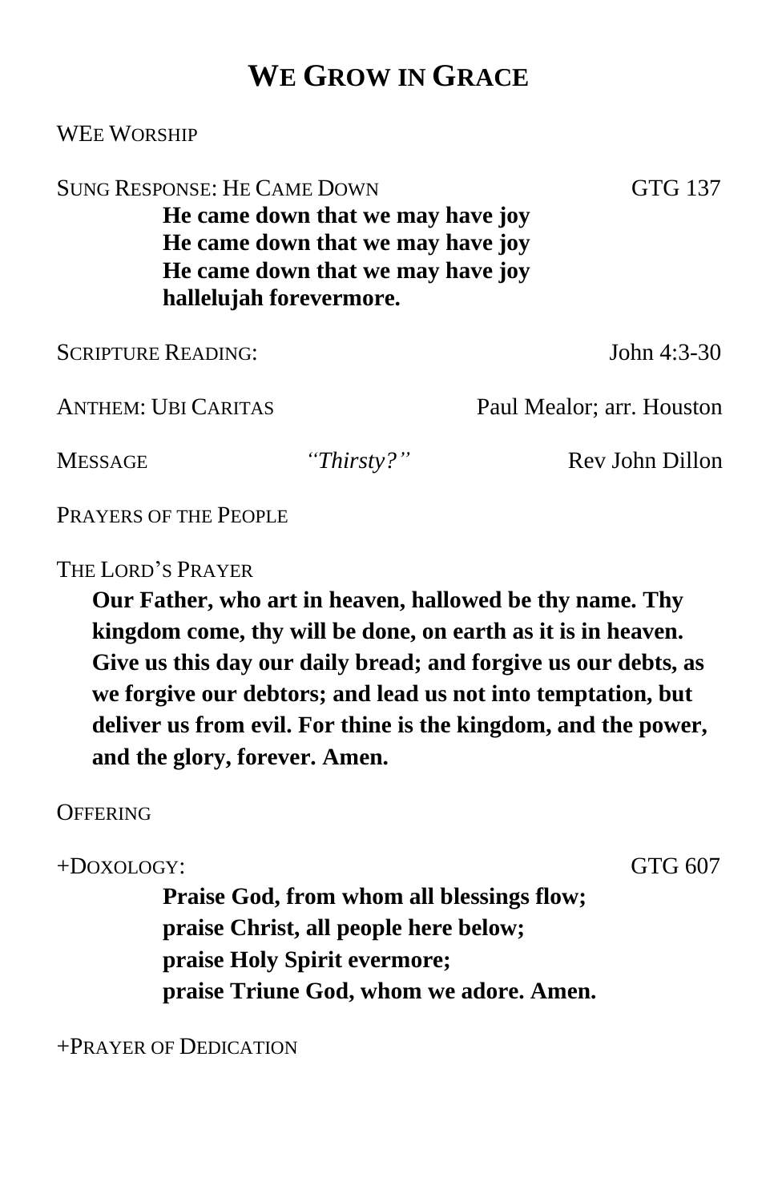# WE GROW IN GRACE

WEE WORSHIP

SUNG RESPONSE: HE CAME DOWN GTG 137

**He came down that we may have joy**
**He came down that we may have joy**
**He came down that we may have joy**
**hallelujah forevermore.**

SCRIPTURE READING: John 4:3-30

ANTHEM: UBI CARITAS Paul Mealor; arr. Houston

MESSAGE *"Thirsty?"* Rev John Dillon

PRAYERS OF THE PEOPLE

THE LORD'S PRAYER

**Our Father, who art in heaven, hallowed be thy name. Thy kingdom come, thy will be done, on earth as it is in heaven. Give us this day our daily bread; and forgive us our debts, as we forgive our debtors; and lead us not into temptation, but deliver us from evil. For thine is the kingdom, and the power, and the glory, forever. Amen.**

OFFERING

+DOXOLOGY: GTG 607

**Praise God, from whom all blessings flow;**
**praise Christ, all people here below;**
**praise Holy Spirit evermore;**
**praise Triune God, whom we adore. Amen.**

+PRAYER OF DEDICATION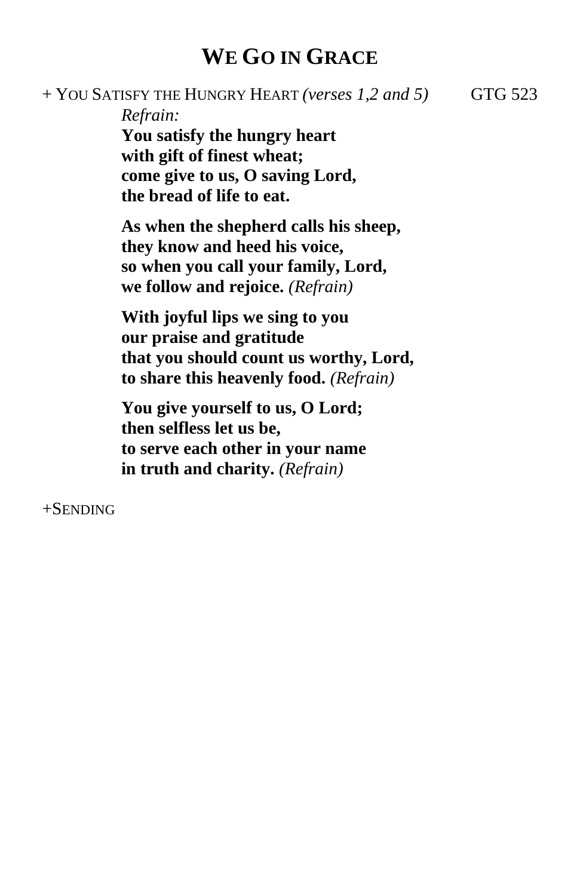# WE GO IN GRACE

+ YOU SATISFY THE HUNGRY HEART *(verses 1,2 and 5)* GTG 523

*Refrain:*
**You satisfy the hungry heart**
**with gift of finest wheat;**
**come give to us, O saving Lord,**
**the bread of life to eat.**

**As when the shepherd calls his sheep,**
**they know and heed his voice,**
**so when you call your family, Lord,**
**we follow and rejoice.** *(Refrain)*

**With joyful lips we sing to you**
**our praise and gratitude**
**that you should count us worthy, Lord,**
**to share this heavenly food.** *(Refrain)*

**You give yourself to us, O Lord;**
**then selfless let us be,**
**to serve each other in your name**
**in truth and charity.** *(Refrain)*

+SENDING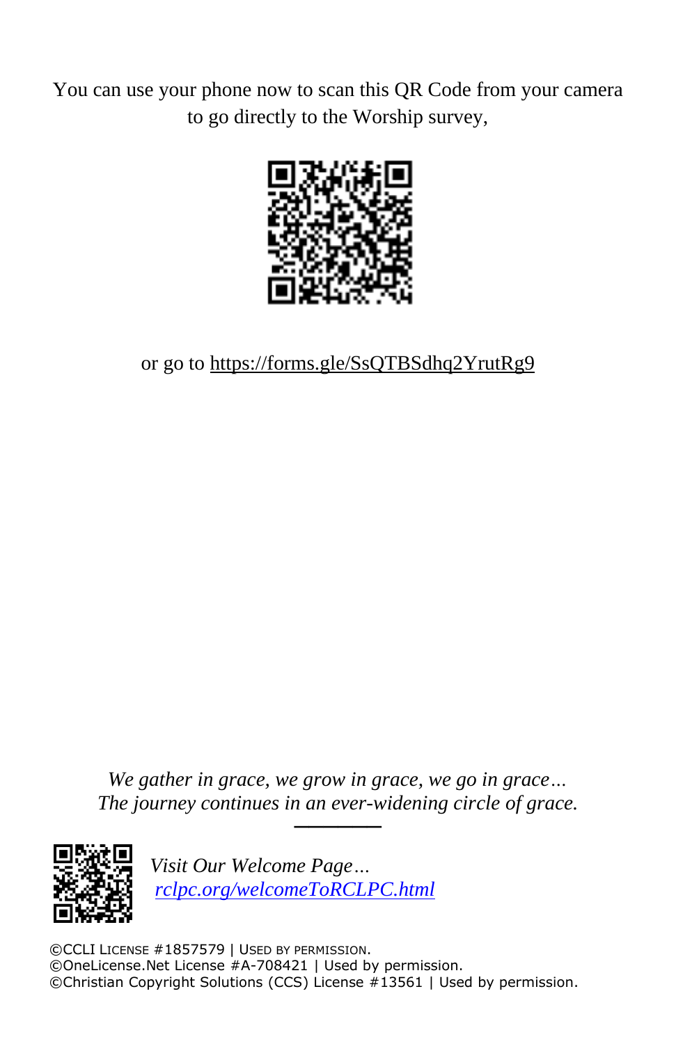You can use your phone now to scan this QR Code from your camera to go directly to the Worship survey,

or go to https://forms.gle/SsQTBSdhq2YrutRg9

*We gather in grace, we grow in grace, we go in grace…*
*The journey continues in an ever-widening circle of grace.*

*Visit Our Welcome Page…*
*rclpc.org/welcomeToRCLPC.html*

©CCLI License #1857579 | Used by permission.
©OneLicense.Net License #A-708421 | Used by permission.
©Christian Copyright Solutions (CCS) License #13561 | Used by permission.